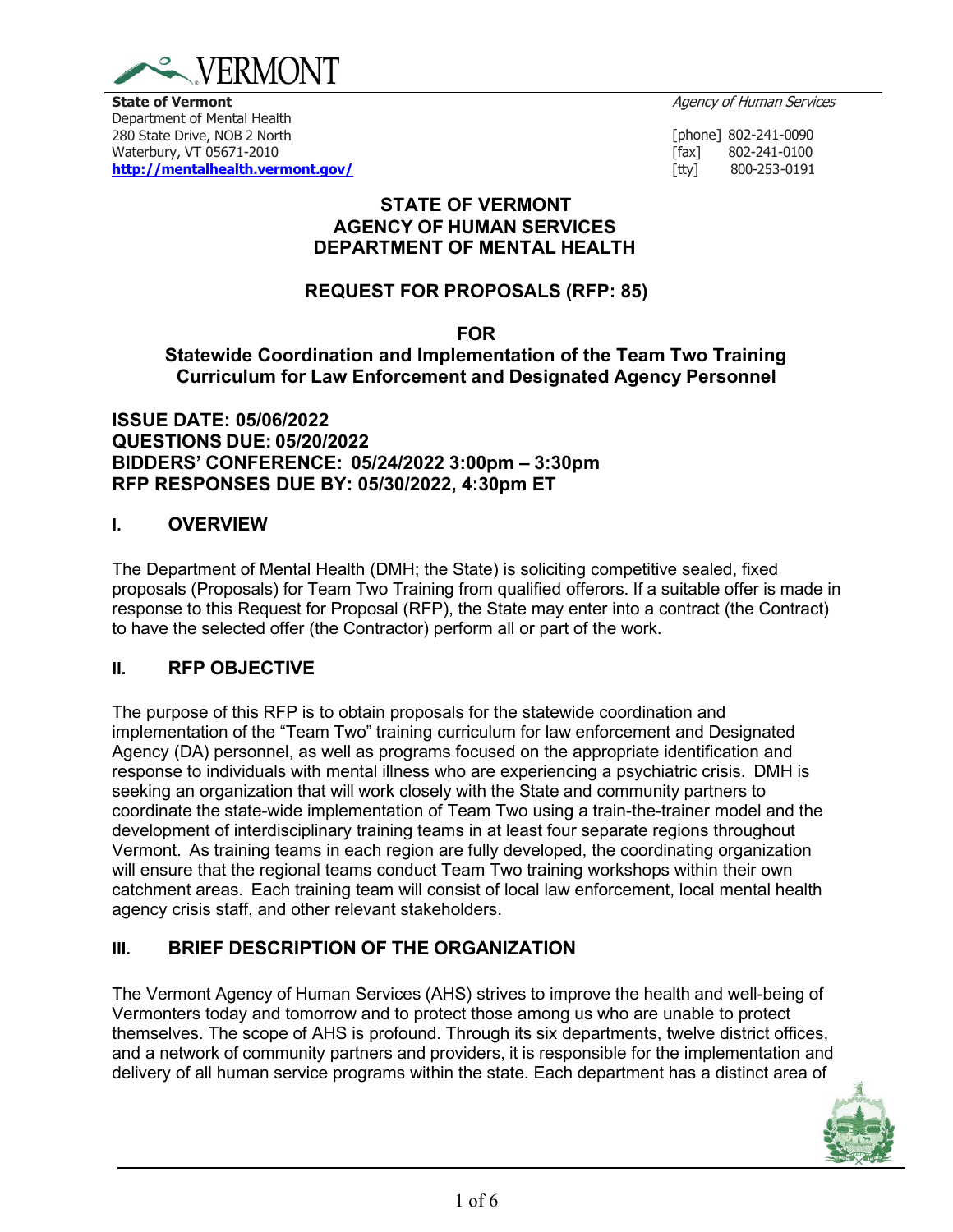VERMONT

**State of Vermont**
Department of Mental Health
280 State Drive, NOB 2 North
Waterbury, VT 05671-2010
**http://mentalhealth.vermont.gov/**

*Agency of Human Services*

[phone] 802-241-0090
[fax] 802-241-0100
[tty] 800-253-0191

# STATE OF VERMONT
# AGENCY OF HUMAN SERVICES
# DEPARTMENT OF MENTAL HEALTH

## REQUEST FOR PROPOSALS (RFP: 85)

**FOR**

**Statewide Coordination and Implementation of the Team Two Training Curriculum for Law Enforcement and Designated Agency Personnel**

**ISSUE DATE: 05/06/2022**
**QUESTIONS DUE: 05/20/2022**
**BIDDERS' CONFERENCE: 05/24/2022 3:00pm – 3:30pm**
**RFP RESPONSES DUE BY: 05/30/2022, 4:30pm ET**

## I. OVERVIEW

The Department of Mental Health (DMH; the State) is soliciting competitive sealed, fixed proposals (Proposals) for Team Two Training from qualified offerors. If a suitable offer is made in response to this Request for Proposal (RFP), the State may enter into a contract (the Contract) to have the selected offer (the Contractor) perform all or part of the work.

## II. RFP OBJECTIVE

The purpose of this RFP is to obtain proposals for the statewide coordination and implementation of the "Team Two" training curriculum for law enforcement and Designated Agency (DA) personnel, as well as programs focused on the appropriate identification and response to individuals with mental illness who are experiencing a psychiatric crisis. DMH is seeking an organization that will work closely with the State and community partners to coordinate the state-wide implementation of Team Two using a train-the-trainer model and the development of interdisciplinary training teams in at least four separate regions throughout Vermont. As training teams in each region are fully developed, the coordinating organization will ensure that the regional teams conduct Team Two training workshops within their own catchment areas. Each training team will consist of local law enforcement, local mental health agency crisis staff, and other relevant stakeholders.

## III. BRIEF DESCRIPTION OF THE ORGANIZATION

The Vermont Agency of Human Services (AHS) strives to improve the health and well-being of Vermonters today and tomorrow and to protect those among us who are unable to protect themselves. The scope of AHS is profound. Through its six departments, twelve district offices, and a network of community partners and providers, it is responsible for the implementation and delivery of all human service programs within the state. Each department has a distinct area of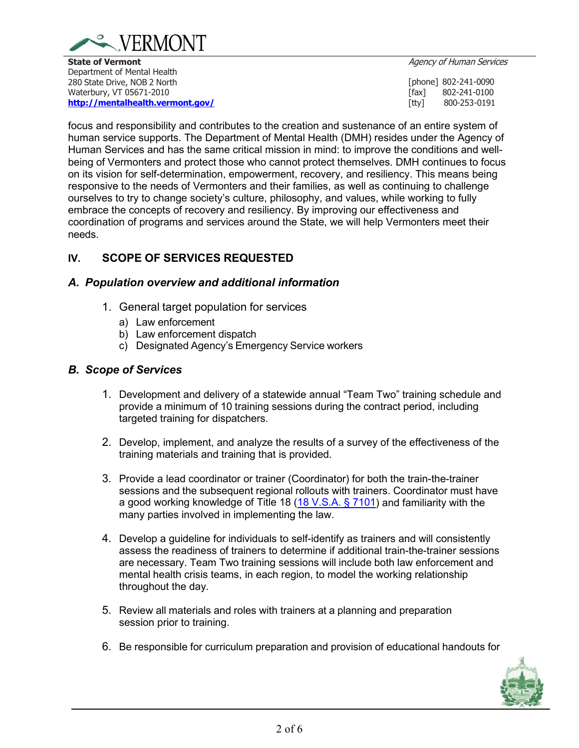focus and responsibility and contributes to the creation and sustenance of an entire system of human service supports. The Department of Mental Health (DMH) resides under the Agency of Human Services and has the same critical mission in mind: to improve the conditions and well-being of Vermonters and protect those who cannot protect themselves. DMH continues to focus on its vision for self-determination, empowerment, recovery, and resiliency. This means being responsive to the needs of Vermonters and their families, as well as continuing to challenge ourselves to try to change society's culture, philosophy, and values, while working to fully embrace the concepts of recovery and resiliency. By improving our effectiveness and coordination of programs and services around the State, we will help Vermonters meet their needs.

## IV. SCOPE OF SERVICES REQUESTED

### *A. Population overview and additional information*

1. General target population for services
   a) Law enforcement
   b) Law enforcement dispatch
   c) Designated Agency's Emergency Service workers

### *B. Scope of Services*

1. Development and delivery of a statewide annual "Team Two" training schedule and provide a minimum of 10 training sessions during the contract period, including targeted training for dispatchers.

2. Develop, implement, and analyze the results of a survey of the effectiveness of the training materials and training that is provided.

3. Provide a lead coordinator or trainer (Coordinator) for both the train-the-trainer sessions and the subsequent regional rollouts with trainers. Coordinator must have a good working knowledge of Title 18 (18 V.S.A. § 7101) and familiarity with the many parties involved in implementing the law.

4. Develop a guideline for individuals to self-identify as trainers and will consistently assess the readiness of trainers to determine if additional train-the-trainer sessions are necessary. Team Two training sessions will include both law enforcement and mental health crisis teams, in each region, to model the working relationship throughout the day.

5. Review all materials and roles with trainers at a planning and preparation session prior to training.

6. Be responsible for curriculum preparation and provision of educational handouts for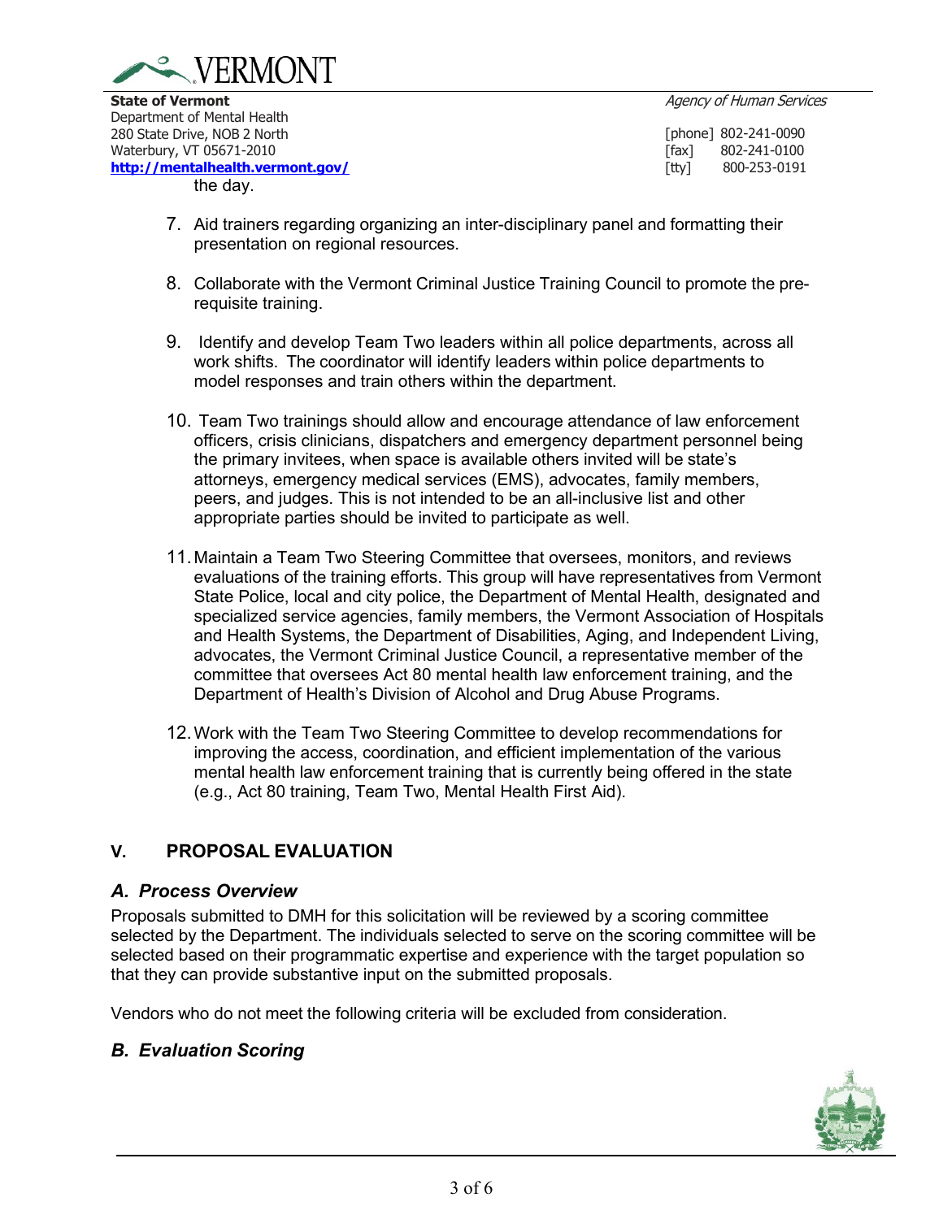the day.

7. Aid trainers regarding organizing an inter-disciplinary panel and formatting their presentation on regional resources.

8. Collaborate with the Vermont Criminal Justice Training Council to promote the pre-requisite training.

9. Identify and develop Team Two leaders within all police departments, across all work shifts. The coordinator will identify leaders within police departments to model responses and train others within the department.

10. Team Two trainings should allow and encourage attendance of law enforcement officers, crisis clinicians, dispatchers and emergency department personnel being the primary invitees, when space is available others invited will be state's attorneys, emergency medical services (EMS), advocates, family members, peers, and judges. This is not intended to be an all-inclusive list and other appropriate parties should be invited to participate as well.

11. Maintain a Team Two Steering Committee that oversees, monitors, and reviews evaluations of the training efforts. This group will have representatives from Vermont State Police, local and city police, the Department of Mental Health, designated and specialized service agencies, family members, the Vermont Association of Hospitals and Health Systems, the Department of Disabilities, Aging, and Independent Living, advocates, the Vermont Criminal Justice Council, a representative member of the committee that oversees Act 80 mental health law enforcement training, and the Department of Health's Division of Alcohol and Drug Abuse Programs.

12. Work with the Team Two Steering Committee to develop recommendations for improving the access, coordination, and efficient implementation of the various mental health law enforcement training that is currently being offered in the state (e.g., Act 80 training, Team Two, Mental Health First Aid).

## V. PROPOSAL EVALUATION

### *A. Process Overview*

Proposals submitted to DMH for this solicitation will be reviewed by a scoring committee selected by the Department. The individuals selected to serve on the scoring committee will be selected based on their programmatic expertise and experience with the target population so that they can provide substantive input on the submitted proposals.

Vendors who do not meet the following criteria will be excluded from consideration.

### *B. Evaluation Scoring*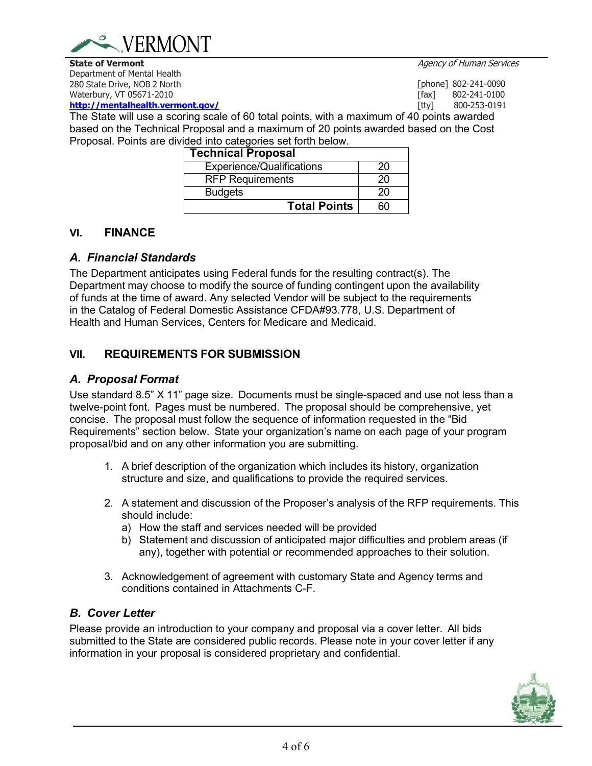The State will use a scoring scale of 60 total points, with a maximum of 40 points awarded based on the Technical Proposal and a maximum of 20 points awarded based on the Cost Proposal. Points are divided into categories set forth below.

| Technical Proposal | |
|---|---|
| Experience/Qualifications | 20 |
| RFP Requirements | 20 |
| Budgets | 20 |
| **Total Points** | 60 |

## VI. FINANCE

### *A. Financial Standards*

The Department anticipates using Federal funds for the resulting contract(s). The Department may choose to modify the source of funding contingent upon the availability of funds at the time of award. Any selected Vendor will be subject to the requirements in the Catalog of Federal Domestic Assistance CFDA#93.778, U.S. Department of Health and Human Services, Centers for Medicare and Medicaid.

## VII. REQUIREMENTS FOR SUBMISSION

### *A. Proposal Format*

Use standard 8.5" X 11" page size. Documents must be single-spaced and use not less than a twelve-point font. Pages must be numbered. The proposal should be comprehensive, yet concise. The proposal must follow the sequence of information requested in the "Bid Requirements" section below. State your organization's name on each page of your program proposal/bid and on any other information you are submitting.

1. A brief description of the organization which includes its history, organization structure and size, and qualifications to provide the required services.

2. A statement and discussion of the Proposer's analysis of the RFP requirements. This should include:
   a) How the staff and services needed will be provided
   b) Statement and discussion of anticipated major difficulties and problem areas (if any), together with potential or recommended approaches to their solution.

3. Acknowledgement of agreement with customary State and Agency terms and conditions contained in Attachments C-F.

### *B. Cover Letter*

Please provide an introduction to your company and proposal via a cover letter. All bids submitted to the State are considered public records. Please note in your cover letter if any information in your proposal is considered proprietary and confidential.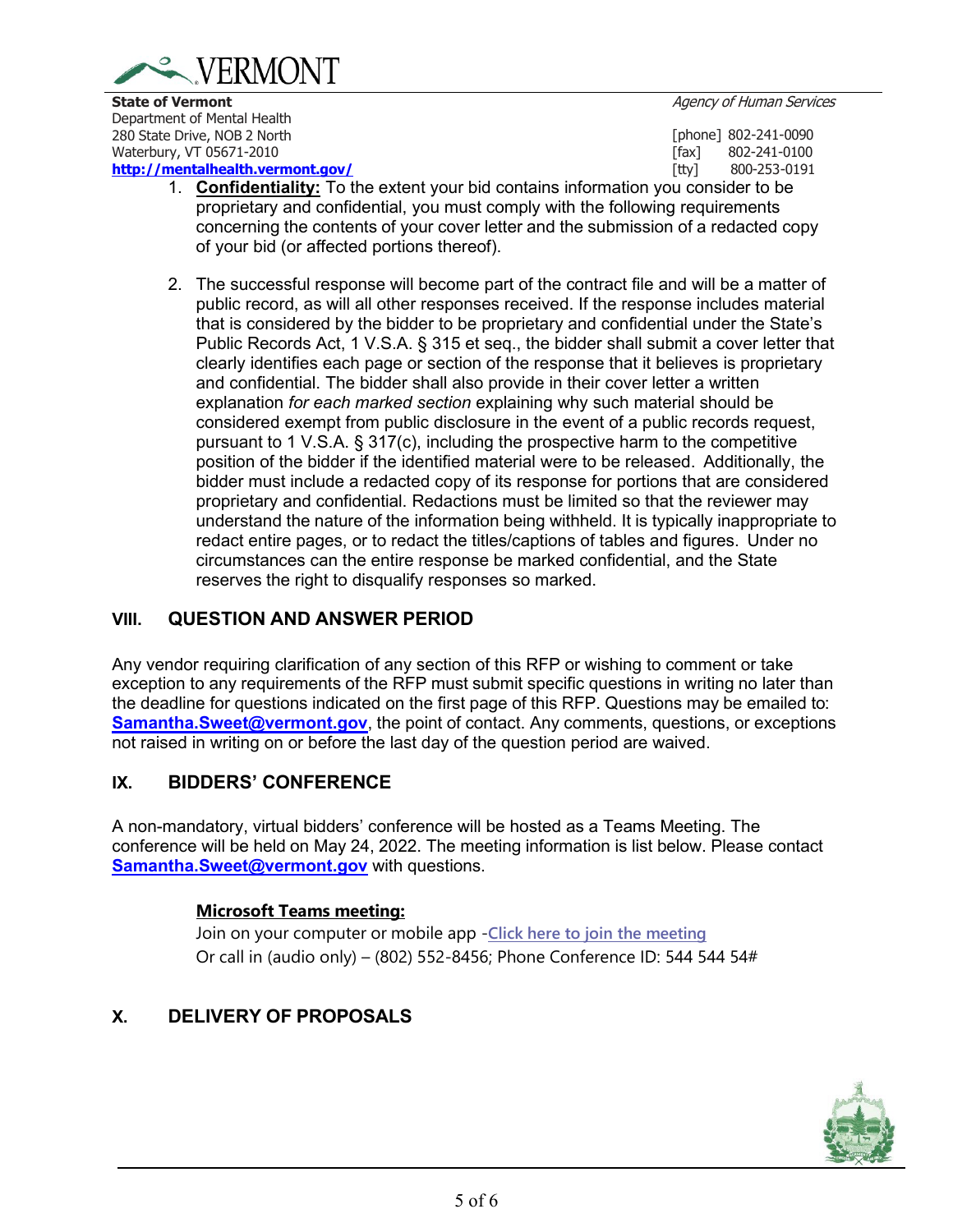1. **Confidentiality:** To the extent your bid contains information you consider to be proprietary and confidential, you must comply with the following requirements concerning the contents of your cover letter and the submission of a redacted copy of your bid (or affected portions thereof).

2. The successful response will become part of the contract file and will be a matter of public record, as will all other responses received. If the response includes material that is considered by the bidder to be proprietary and confidential under the State's Public Records Act, 1 V.S.A. § 315 et seq., the bidder shall submit a cover letter that clearly identifies each page or section of the response that it believes is proprietary and confidential. The bidder shall also provide in their cover letter a written explanation *for each marked section* explaining why such material should be considered exempt from public disclosure in the event of a public records request, pursuant to 1 V.S.A. § 317(c), including the prospective harm to the competitive position of the bidder if the identified material were to be released. Additionally, the bidder must include a redacted copy of its response for portions that are considered proprietary and confidential. Redactions must be limited so that the reviewer may understand the nature of the information being withheld. It is typically inappropriate to redact entire pages, or to redact the titles/captions of tables and figures. Under no circumstances can the entire response be marked confidential, and the State reserves the right to disqualify responses so marked.

## VIII. QUESTION AND ANSWER PERIOD

Any vendor requiring clarification of any section of this RFP or wishing to comment or take exception to any requirements of the RFP must submit specific questions in writing no later than the deadline for questions indicated on the first page of this RFP. Questions may be emailed to: **Samantha.Sweet@vermont.gov**, the point of contact. Any comments, questions, or exceptions not raised in writing on or before the last day of the question period are waived.

## IX. BIDDERS' CONFERENCE

A non-mandatory, virtual bidders' conference will be hosted as a Teams Meeting. The conference will be held on May 24, 2022. The meeting information is list below. Please contact **Samantha.Sweet@vermont.gov** with questions.

**Microsoft Teams meeting:**

Join on your computer or mobile app -Click here to join the meeting
Or call in (audio only) – (802) 552-8456; Phone Conference ID: 544 544 54#

## X. DELIVERY OF PROPOSALS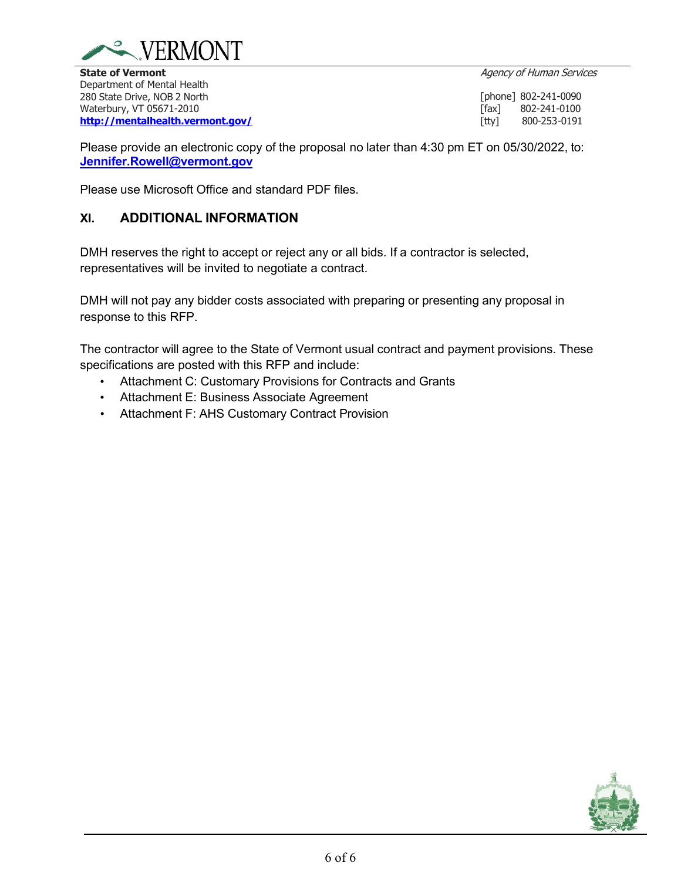**State of Vermont**
Department of Mental Health
280 State Drive, NOB 2 North
Waterbury, VT 05671-2010
**http://mentalhealth.vermont.gov/**

*Agency of Human Services*

[phone] 802-241-0090
[fax] 802-241-0100
[tty] 800-253-0191

Please provide an electronic copy of the proposal no later than 4:30 pm ET on 05/30/2022, to: **Jennifer.Rowell@vermont.gov**

Please use Microsoft Office and standard PDF files.

## XI. ADDITIONAL INFORMATION

DMH reserves the right to accept or reject any or all bids. If a contractor is selected, representatives will be invited to negotiate a contract.

DMH will not pay any bidder costs associated with preparing or presenting any proposal in response to this RFP.

The contractor will agree to the State of Vermont usual contract and payment provisions. These specifications are posted with this RFP and include:

- Attachment C: Customary Provisions for Contracts and Grants
- Attachment E: Business Associate Agreement
- Attachment F: AHS Customary Contract Provision